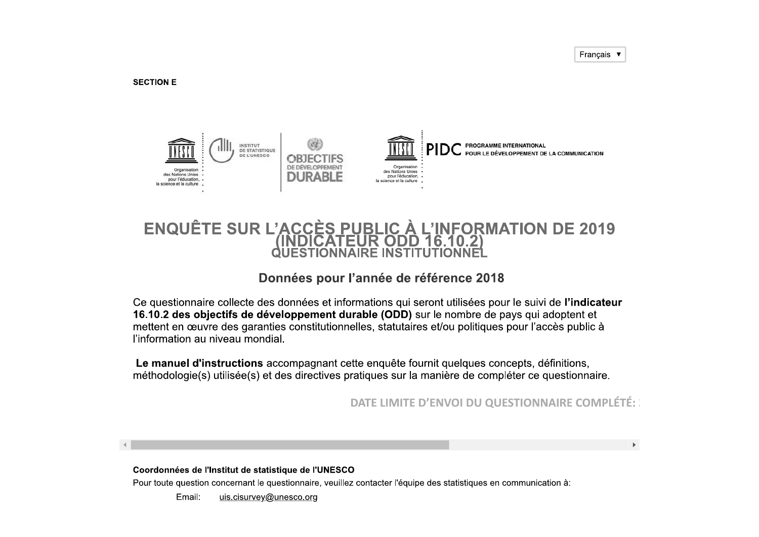Français ▼

**SECTION E**

Organisation des Nations Unies pour l'éducation, la science et la culture | INSTITUT DE STATISTIQUE DE L'UNESCO | OBJECTIFS DE DÉVELOPPEMENT DURABLE

Organisation des Nations Unies pour l'éducation, la science et la culture | PIDC PROGRAMME INTERNATIONAL POUR LE DÉVELOPPEMENT DE LA COMMUNICATION

# ENQUÊTE SUR L'ACCÈS PUBLIC À L'INFORMATION DE 2019 (INDICATEUR ODD 16.10.2)

## QUESTIONNAIRE INSTITUTIONNEL

### Données pour l'année de référence 2018

Ce questionnaire collecte des données et informations qui seront utilisées pour le suivi de **l'indicateur 16.10.2 des objectifs de développement durable (ODD)** sur le nombre de pays qui adoptent et mettent en œuvre des garanties constitutionnelles, statutaires et/ou politiques pour l'accès public à l'information au niveau mondial.

**Le manuel d'instructions** accompagnant cette enquête fournit quelques concepts, définitions, méthodologie(s) utilisée(s) et des directives pratiques sur la manière de compléter ce questionnaire.

DATE LIMITE D'ENVOI DU QUESTIONNAIRE COMPLÉTÉ:

**Coordonnées de l'Institut de statistique de l'UNESCO**

Pour toute question concernant le questionnaire, veuillez contacter l'équipe des statistiques en communication à:

Email: uis.cisurvey@unesco.org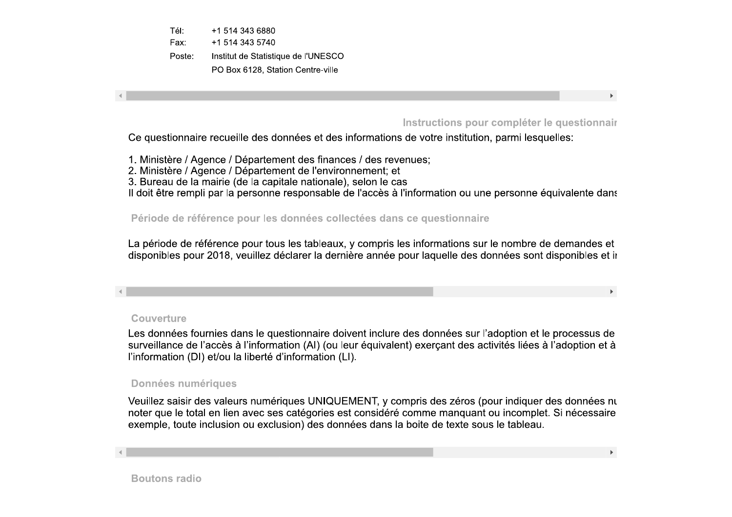Tél: +1 514 343 6880

Fax: +1 514 343 5740

Poste: Institut de Statistique de l'UNESCO

PO Box 6128, Station Centre-ville

## Instructions pour compléter le questionnair

Ce questionnaire recueille des données et des informations de votre institution, parmi lesquelles:

1. Ministère / Agence / Département des finances / des revenues;
2. Ministère / Agence / Département de l'environnement; et
3. Bureau de la mairie (de la capitale nationale), selon le cas

Il doit être rempli par la personne responsable de l'accès à l'information ou une personne équivalente dans

### Période de référence pour les données collectées dans ce questionnaire

La période de référence pour tous les tableaux, y compris les informations sur le nombre de demandes et disponibles pour 2018, veuillez déclarer la dernière année pour laquelle des données sont disponibles et i

### Couverture

Les données fournies dans le questionnaire doivent inclure des données sur l'adoption et le processus de surveillance de l'accès à l'information (AI) (ou leur équivalent) exerçant des activités liées à l'adoption et à l'information (DI) et/ou la liberté d'information (LI).

### Données numériques

Veuillez saisir des valeurs numériques UNIQUEMENT, y compris des zéros (pour indiquer des données nu noter que le total en lien avec ses catégories est considéré comme manquant ou incomplet. Si nécessaire exemple, toute inclusion ou exclusion) des données dans la boite de texte sous le tableau.

### Boutons radio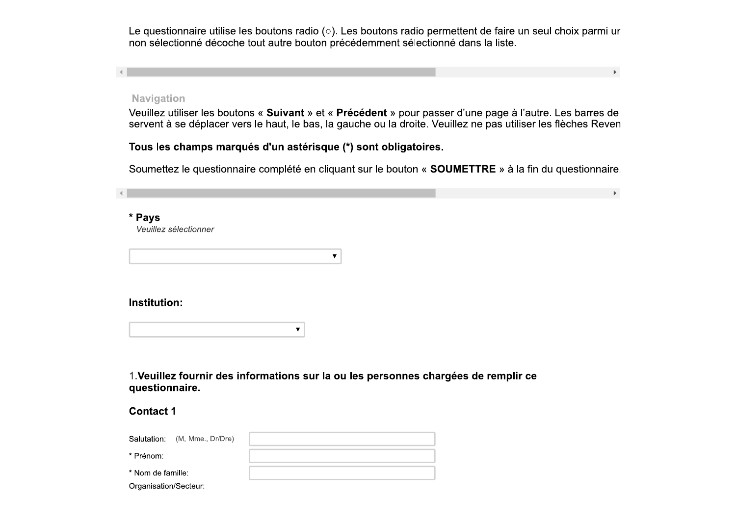Le questionnaire utilise les boutons radio (○). Les boutons radio permettent de faire un seul choix parmi ur non sélectionné décoche tout autre bouton précédemment sélectionné dans la liste.

**Navigation**

Veuillez utiliser les boutons « **Suivant** » et « **Précédent** » pour passer d'une page à l'autre. Les barres de servent à se déplacer vers le haut, le bas, la gauche ou la droite. Veuillez ne pas utiliser les flèches Reven

**Tous les champs marqués d'un astérisque (*) sont obligatoires.**

Soumettez le questionnaire complété en cliquant sur le bouton « **SOUMETTRE** » à la fin du questionnaire.

**\* Pays**

*Veuillez sélectionner*

**Institution:**

1.**Veuillez fournir des informations sur la ou les personnes chargées de remplir ce questionnaire.**

**Contact 1**

Salutation: (M, Mme., Dr/Dre)

\* Prénom:

\* Nom de famille:

Organisation/Secteur: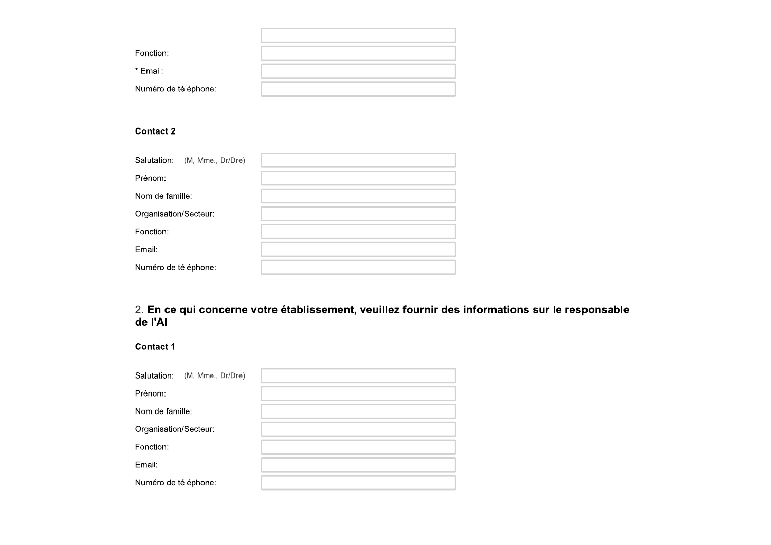Fonction:

* Email:

Numéro de téléphone:

**Contact 2**

Salutation: (M, Mme., Dr/Dre)

Prénom:

Nom de famille:

Organisation/Secteur:

Fonction:

Email:

Numéro de téléphone:

## 2. **En ce qui concerne votre établissement, veuillez fournir des informations sur le responsable de l'AI**

**Contact 1**

Salutation: (M, Mme., Dr/Dre)

Prénom:

Nom de famille:

Organisation/Secteur:

Fonction:

Email:

Numéro de téléphone: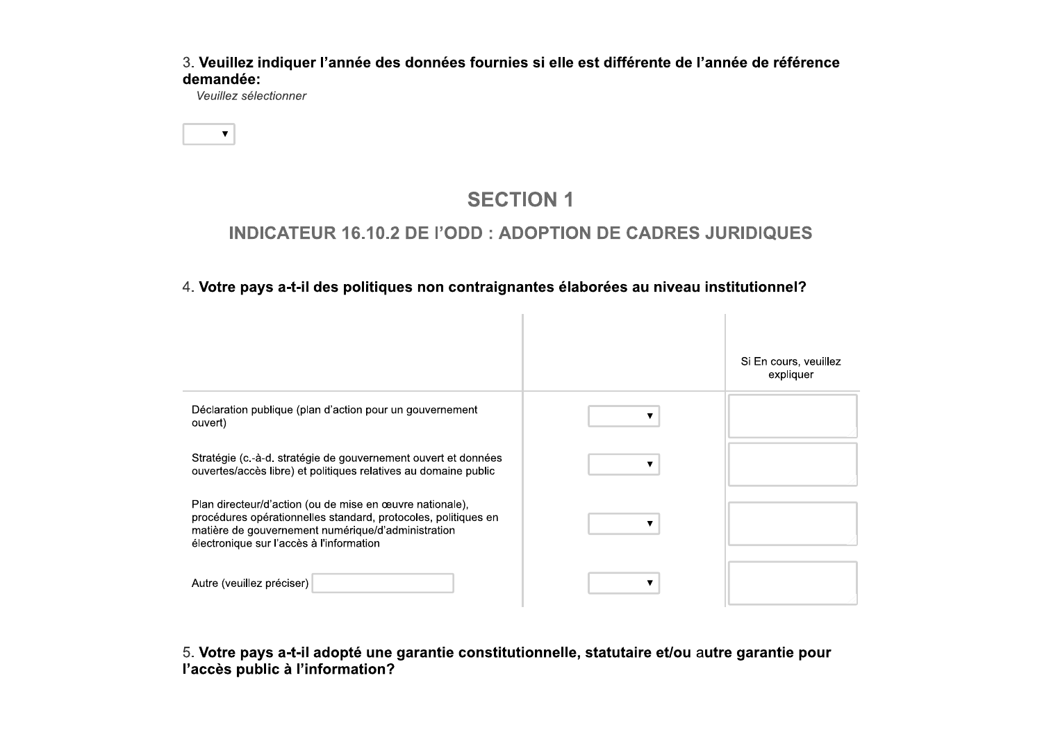3. **Veuillez indiquer l'année des données fournies si elle est différente de l'année de référence demandée:**

*Veuillez sélectionner*

## SECTION 1

### INDICATEUR 16.10.2 DE l'ODD : ADOPTION DE CADRES JURIDIQUES

4. **Votre pays a-t-il des politiques non contraignantes élaborées au niveau institutionnel?**

| | | Si En cours, veuillez expliquer |
|---|---|---|
| Déclaration publique (plan d'action pour un gouvernement ouvert) | | |
| Stratégie (c.-à-d. stratégie de gouvernement ouvert et données ouvertes/accès libre) et politiques relatives au domaine public | | |
| Plan directeur/d'action (ou de mise en œuvre nationale), procédures opérationnelles standard, protocoles, politiques en matière de gouvernement numérique/d'administration électronique sur l'accès à l'information | | |
| Autre (veuillez préciser) | | |

5. **Votre pays a-t-il adopté une garantie constitutionnelle, statutaire et/ou autre garantie pour l'accès public à l'information?**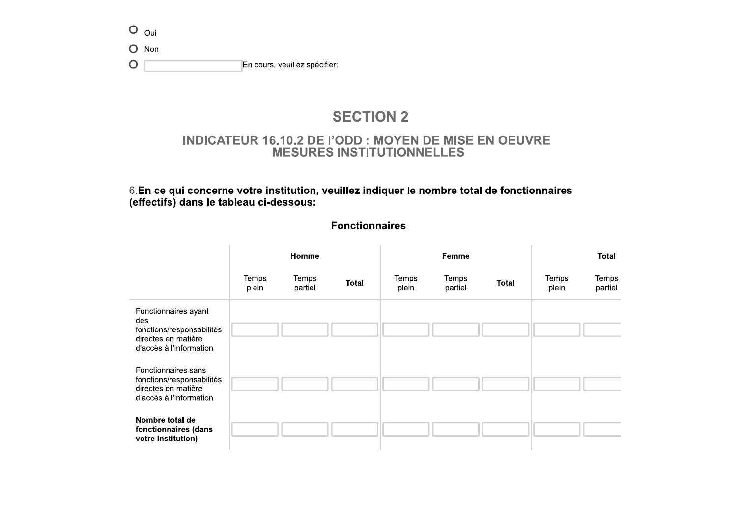- ○ Oui
- ○ Non
- ○ [ ] En cours, veuillez spécifier:

## SECTION 2

### INDICATEUR 16.10.2 DE l'ODD : MOYEN DE MISE EN OEUVRE MESURES INSTITUTIONNELLES

6.**En ce qui concerne votre institution, veuillez indiquer le nombre total de fonctionnaires (effectifs) dans le tableau ci-dessous:**

**Fonctionnaires**

| | **Homme** | | | **Femme** | | | **Total** | |
|---|---|---|---|---|---|---|---|---|
| | Temps plein | Temps partiel | **Total** | Temps plein | Temps partiel | **Total** | Temps plein | Temps partiel |
| Fonctionnaires ayant des fonctions/responsabilités directes en matière d'accès à l'information | | | | | | | | |
| Fonctionnaires sans fonctions/responsabilités directes en matière d'accès à l'information | | | | | | | | |
| **Nombre total de fonctionnaires (dans votre institution)** | | | | | | | | |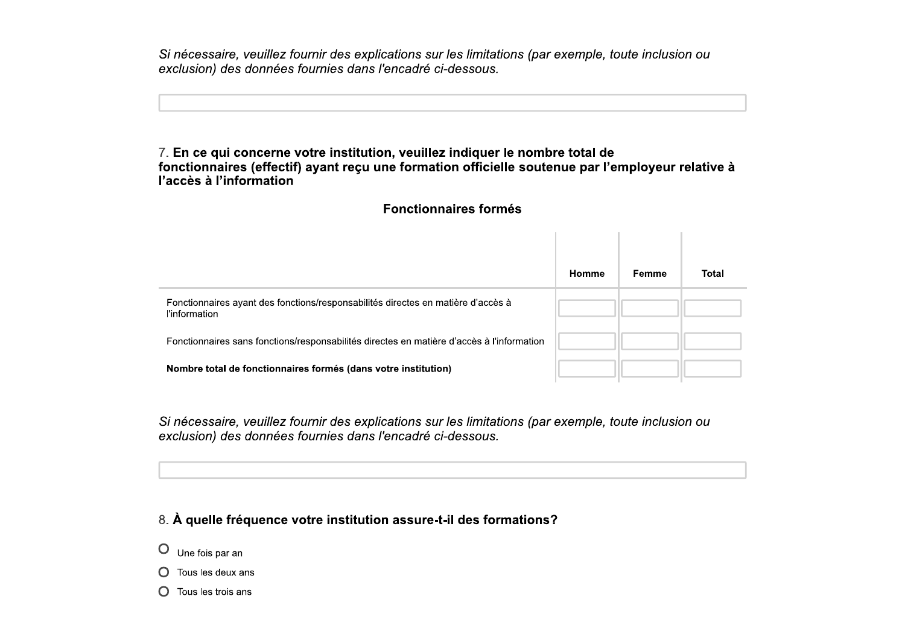*Si nécessaire, veuillez fournir des explications sur les limitations (par exemple, toute inclusion ou exclusion) des données fournies dans l'encadré ci-dessous.*

7. **En ce qui concerne votre institution, veuillez indiquer le nombre total de fonctionnaires (effectif) ayant reçu une formation officielle soutenue par l'employeur relative à l'accès à l'information**

**Fonctionnaires formés**

| | Homme | Femme | Total |
|---|---|---|---|
| Fonctionnaires ayant des fonctions/responsabilités directes en matière d'accès à l'information | | | |
| Fonctionnaires sans fonctions/responsabilités directes en matière d'accès à l'information | | | |
| **Nombre total de fonctionnaires formés (dans votre institution)** | | | |

*Si nécessaire, veuillez fournir des explications sur les limitations (par exemple, toute inclusion ou exclusion) des données fournies dans l'encadré ci-dessous.*

8. **À quelle fréquence votre institution assure-t-il des formations?**

- Une fois par an
- Tous les deux ans
- Tous les trois ans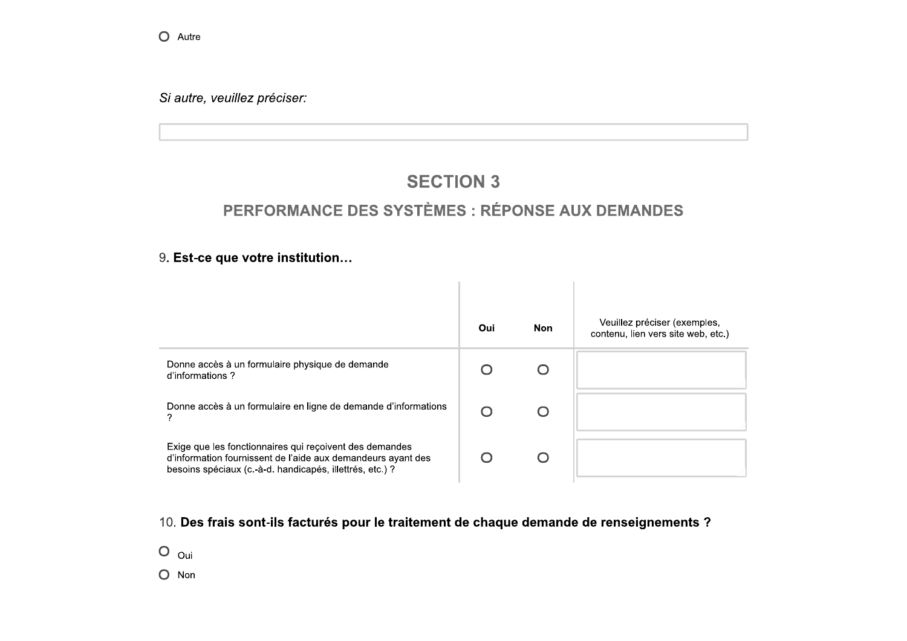- [ ] Autre

*Si autre, veuillez préciser:*

______________________________

## SECTION 3

### PERFORMANCE DES SYSTÈMES : RÉPONSE AUX DEMANDES

9. **Est-ce que votre institution…**

| | Oui | Non | Veuillez préciser (exemples, contenu, lien vers site web, etc.) |
|---|---|---|---|
| Donne accès à un formulaire physique de demande d'informations ? | ○ | ○ | |
| Donne accès à un formulaire en ligne de demande d'informations ? | ○ | ○ | |
| Exige que les fonctionnaires qui reçoivent des demandes d'information fournissent de l'aide aux demandeurs ayant des besoins spéciaux (c.-à-d. handicapés, illettrés, etc.) ? | ○ | ○ | |

10. **Des frais sont-ils facturés pour le traitement de chaque demande de renseignements ?**

- [ ] Oui
- [ ] Non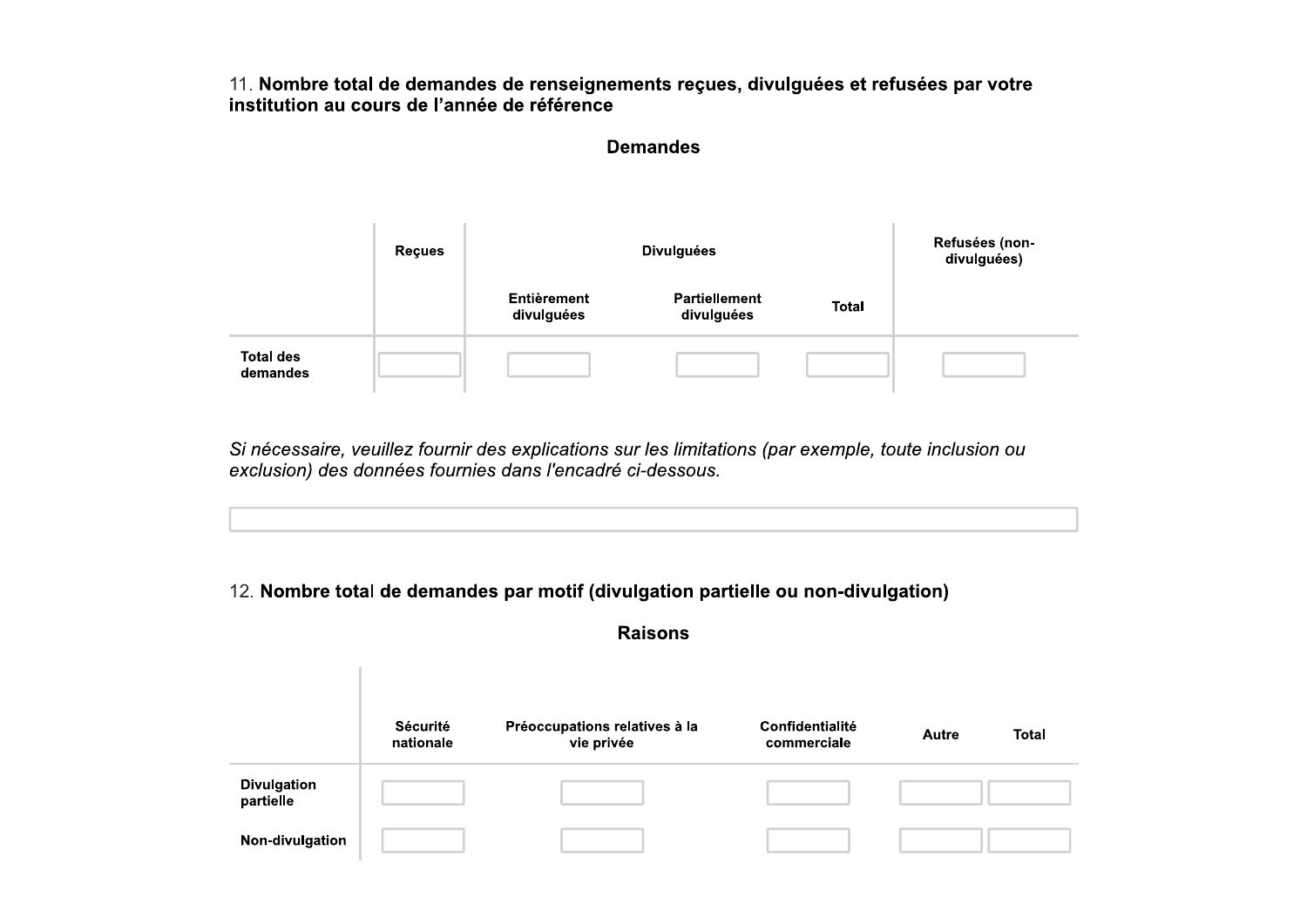11. **Nombre total de demandes de renseignements reçues, divulguées et refusées par votre institution au cours de l'année de référence**

**Demandes**

| | Reçues | Divulguées | | | Refusées (non-divulguées) |
|---|---|---|---|---|---|
| | | Entièrement divulguées | Partiellement divulguées | Total | |
| **Total des demandes** | | | | | |

*Si nécessaire, veuillez fournir des explications sur les limitations (par exemple, toute inclusion ou exclusion) des données fournies dans l'encadré ci-dessous.*

12. **Nombre total de demandes par motif (divulgation partielle ou non-divulgation)**

**Raisons**

| | Sécurité nationale | Préoccupations relatives à la vie privée | Confidentialité commerciale | Autre | Total |
|---|---|---|---|---|---|
| **Divulgation partielle** | | | | | |
| **Non-divulgation** | | | | | |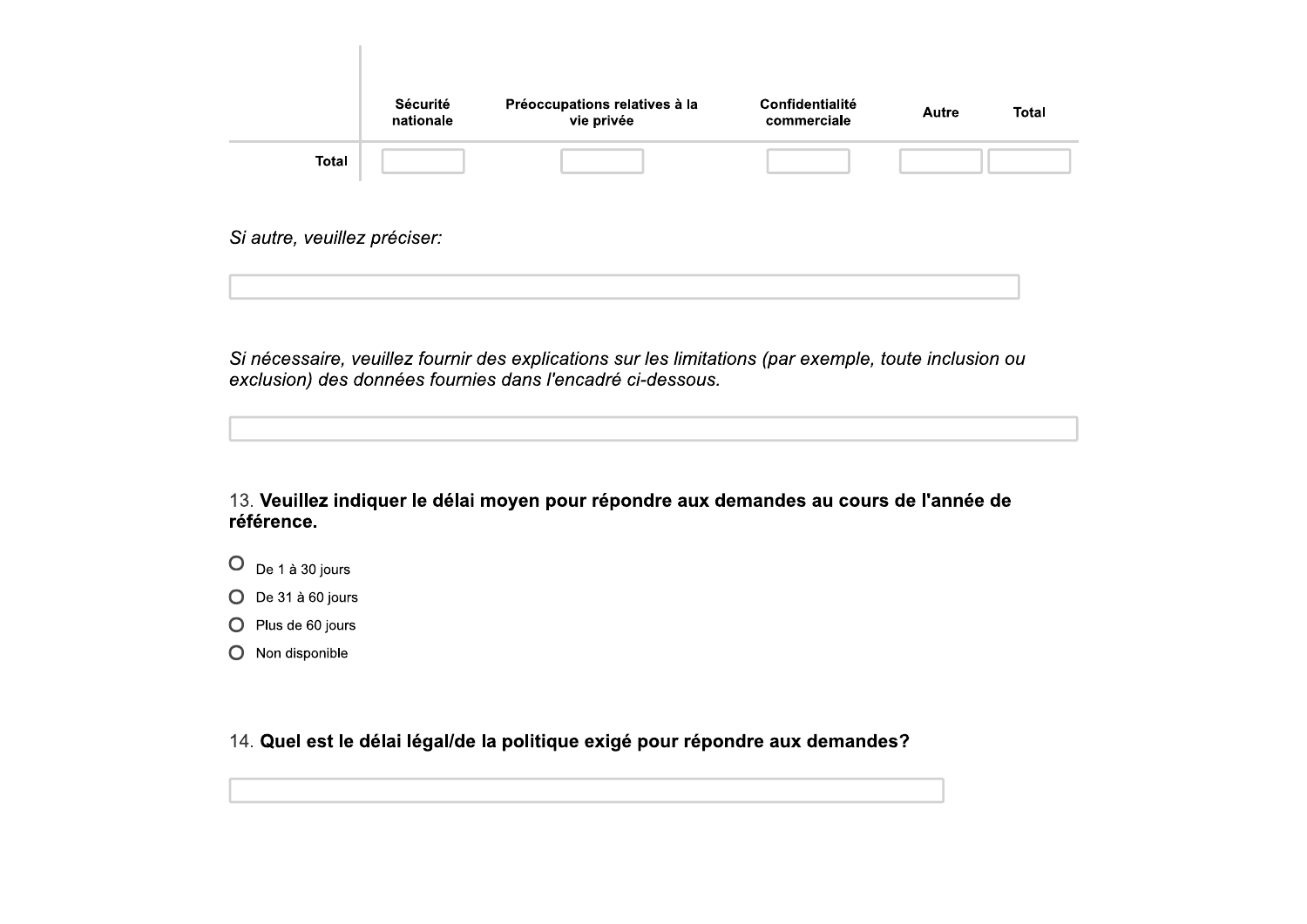| | Sécurité nationale | Préoccupations relatives à la vie privée | Confidentialité commerciale | Autre | Total |
|---|---|---|---|---|---|
| **Total** | | | | | |

*Si autre, veuillez préciser:*

*Si nécessaire, veuillez fournir des explications sur les limitations (par exemple, toute inclusion ou exclusion) des données fournies dans l'encadré ci-dessous.*

13. **Veuillez indiquer le délai moyen pour répondre aux demandes au cours de l'année de référence.**

- De 1 à 30 jours
- De 31 à 60 jours
- Plus de 60 jours
- Non disponible

14. **Quel est le délai légal/de la politique exigé pour répondre aux demandes?**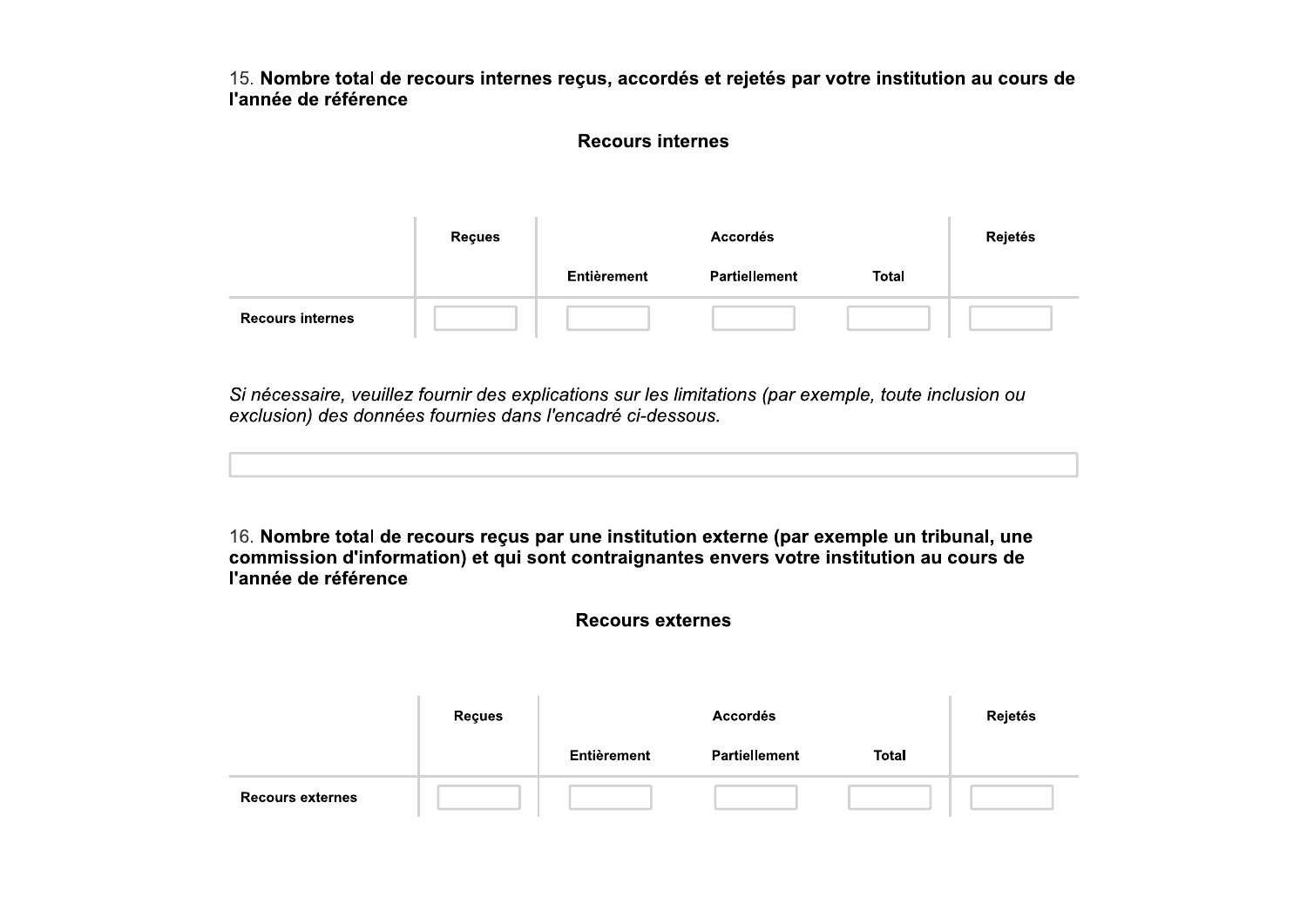15. **Nombre total de recours internes reçus, accordés et rejetés par votre institution au cours de l'année de référence**

**Recours internes**

| | Reçues | Accordés | | | Rejetés |
|---|---|---|---|---|---|
| | | Entièrement | Partiellement | Total | |
| Recours internes | | | | | |

*Si nécessaire, veuillez fournir des explications sur les limitations (par exemple, toute inclusion ou exclusion) des données fournies dans l'encadré ci-dessous.*

16. **Nombre total de recours reçus par une institution externe (par exemple un tribunal, une commission d'information) et qui sont contraignantes envers votre institution au cours de l'année de référence**

**Recours externes**

| | Reçues | Accordés | | | Rejetés |
|---|---|---|---|---|---|
| | | Entièrement | Partiellement | Total | |
| Recours externes | | | | | |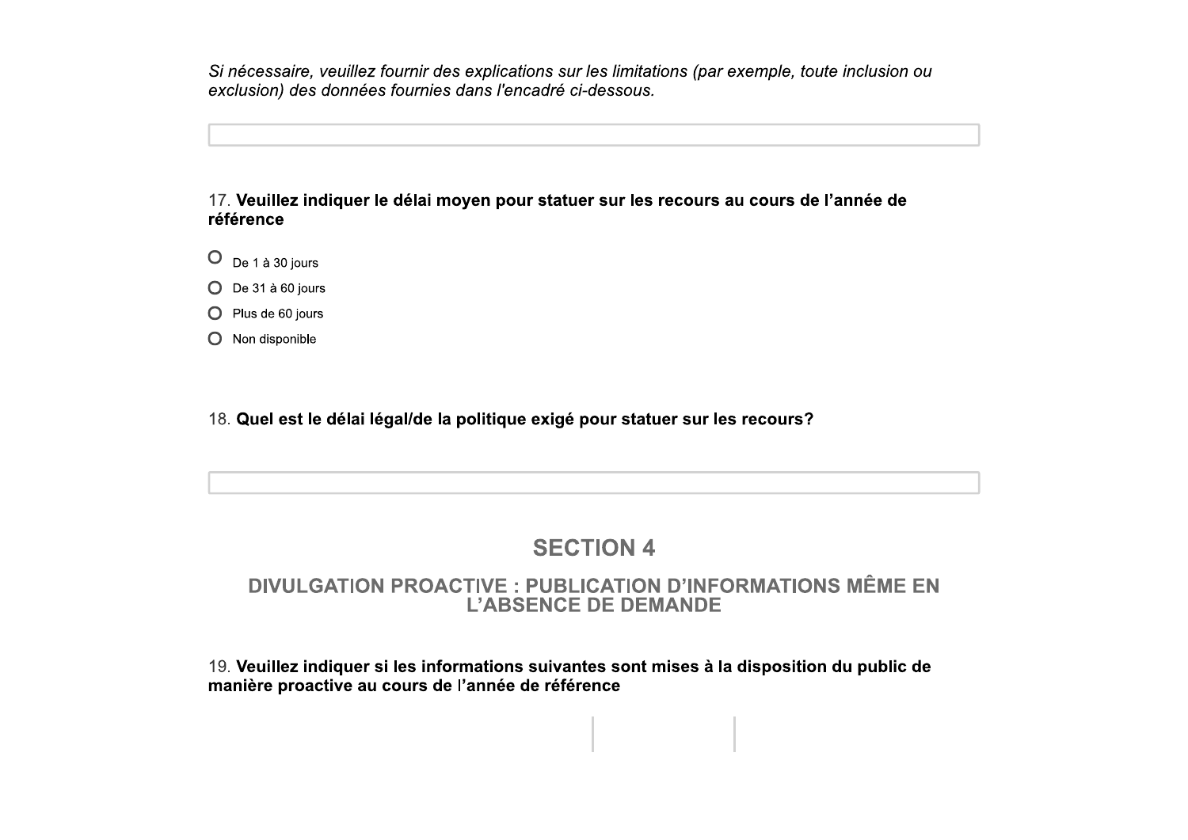*Si nécessaire, veuillez fournir des explications sur les limitations (par exemple, toute inclusion ou exclusion) des données fournies dans l'encadré ci-dessous.*

17. **Veuillez indiquer le délai moyen pour statuer sur les recours au cours de l'année de référence**

- ○ De 1 à 30 jours
- ○ De 31 à 60 jours
- ○ Plus de 60 jours
- ○ Non disponible

18. **Quel est le délai légal/de la politique exigé pour statuer sur les recours?**

## SECTION 4

### DIVULGATION PROACTIVE : PUBLICATION D'INFORMATIONS MÊME EN L'ABSENCE DE DEMANDE

19. **Veuillez indiquer si les informations suivantes sont mises à la disposition du public de manière proactive au cours de l'année de référence**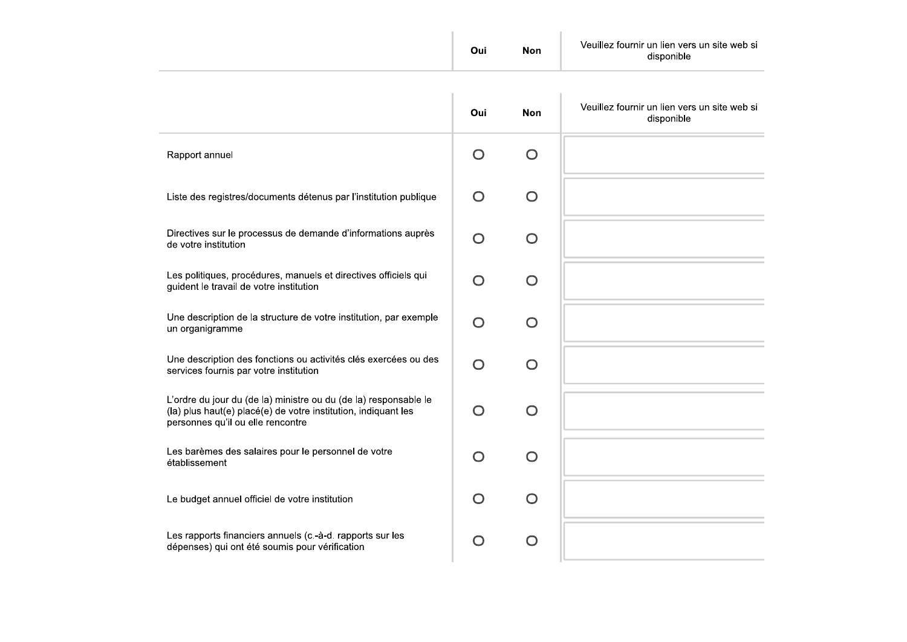| | Oui | Non | Veuillez fournir un lien vers un site web si disponible |
|---|---|---|---|

| | Oui | Non | Veuillez fournir un lien vers un site web si disponible |
|---|---|---|---|
| Rapport annuel | ○ | ○ | |
| Liste des registres/documents détenus par l'institution publique | ○ | ○ | |
| Directives sur le processus de demande d'informations auprès de votre institution | ○ | ○ | |
| Les politiques, procédures, manuels et directives officiels qui guident le travail de votre institution | ○ | ○ | |
| Une description de la structure de votre institution, par exemple un organigramme | ○ | ○ | |
| Une description des fonctions ou activités clés exercées ou des services fournis par votre institution | ○ | ○ | |
| L'ordre du jour du (de la) ministre ou du (de la) responsable le (la) plus haut(e) placé(e) de votre institution, indiquant les personnes qu'il ou elle rencontre | ○ | ○ | |
| Les barèmes des salaires pour le personnel de votre établissement | ○ | ○ | |
| Le budget annuel officiel de votre institution | ○ | ○ | |
| Les rapports financiers annuels (c.-à-d. rapports sur les dépenses) qui ont été soumis pour vérification | ○ | ○ | |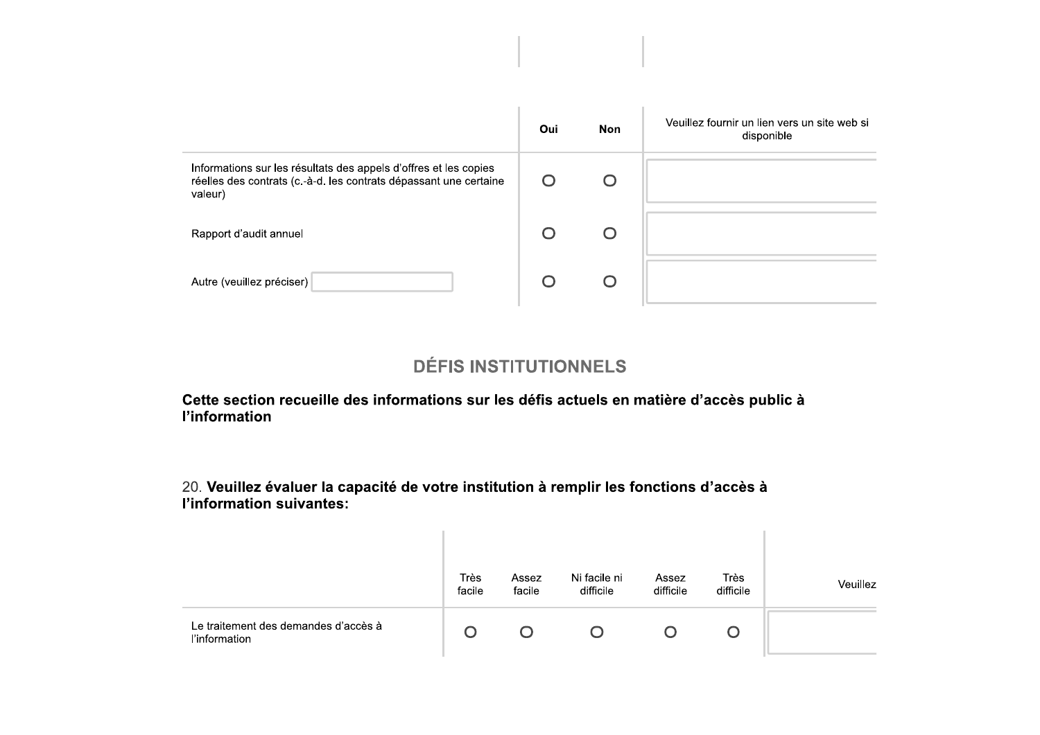| | Oui | Non | Veuillez fournir un lien vers un site web si disponible |
| --- | --- | --- | --- |
| Informations sur les résultats des appels d'offres et les copies réelles des contrats (c.-à-d. les contrats dépassant une certaine valeur) | O | O | |
| Rapport d'audit annuel | O | O | |
| Autre (veuillez préciser) | O | O | |

## DÉFIS INSTITUTIONNELS

**Cette section recueille des informations sur les défis actuels en matière d'accès public à l'information**

20. **Veuillez évaluer la capacité de votre institution à remplir les fonctions d'accès à l'information suivantes:**

| | Très facile | Assez facile | Ni facile ni difficile | Assez difficile | Très difficile | Veuillez |
| --- | --- | --- | --- | --- | --- | --- |
| Le traitement des demandes d'accès à l'information | O | O | O | O | O | |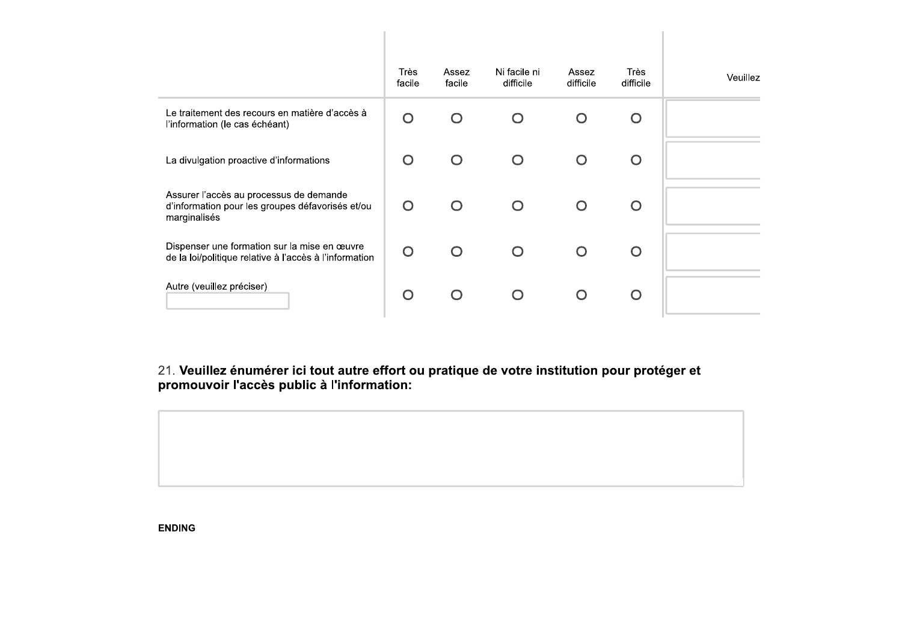| | Très facile | Assez facile | Ni facile ni difficile | Assez difficile | Très difficile | Veuillez |
|---|---|---|---|---|---|---|
| Le traitement des recours en matière d'accès à l'information (le cas échéant) | O | O | O | O | O | |
| La divulgation proactive d'informations | O | O | O | O | O | |
| Assurer l'accès au processus de demande d'information pour les groupes défavorisés et/ou marginalisés | O | O | O | O | O | |
| Dispenser une formation sur la mise en œuvre de la loi/politique relative à l'accès à l'information | O | O | O | O | O | |
| Autre (veuillez préciser) | O | O | O | O | O | |

21. **Veuillez énumérer ici tout autre effort ou pratique de votre institution pour protéger et promouvoir l'accès public à l'information:**

**ENDING**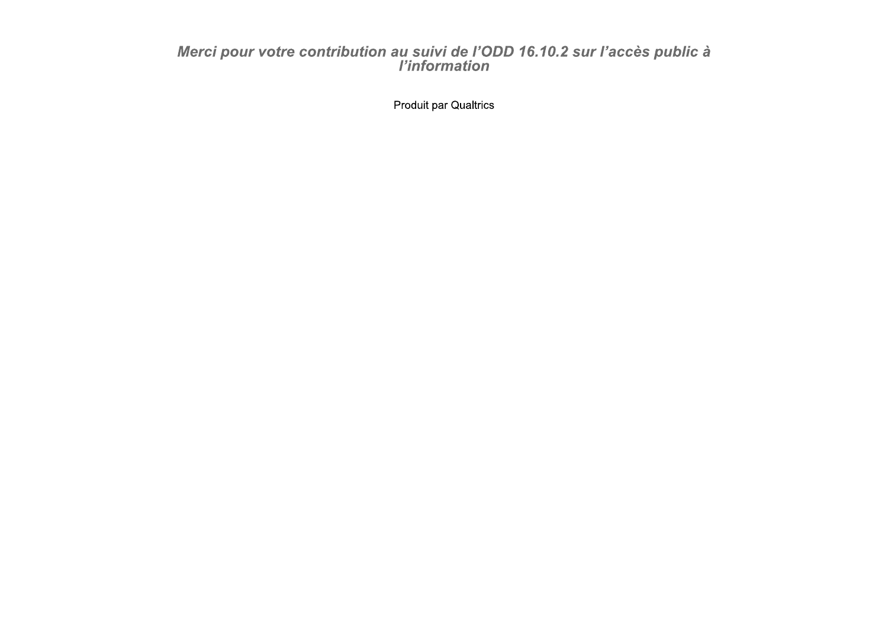***Merci pour votre contribution au suivi de l'ODD 16.10.2 sur l'accès public à l'information***

Produit par Qualtrics